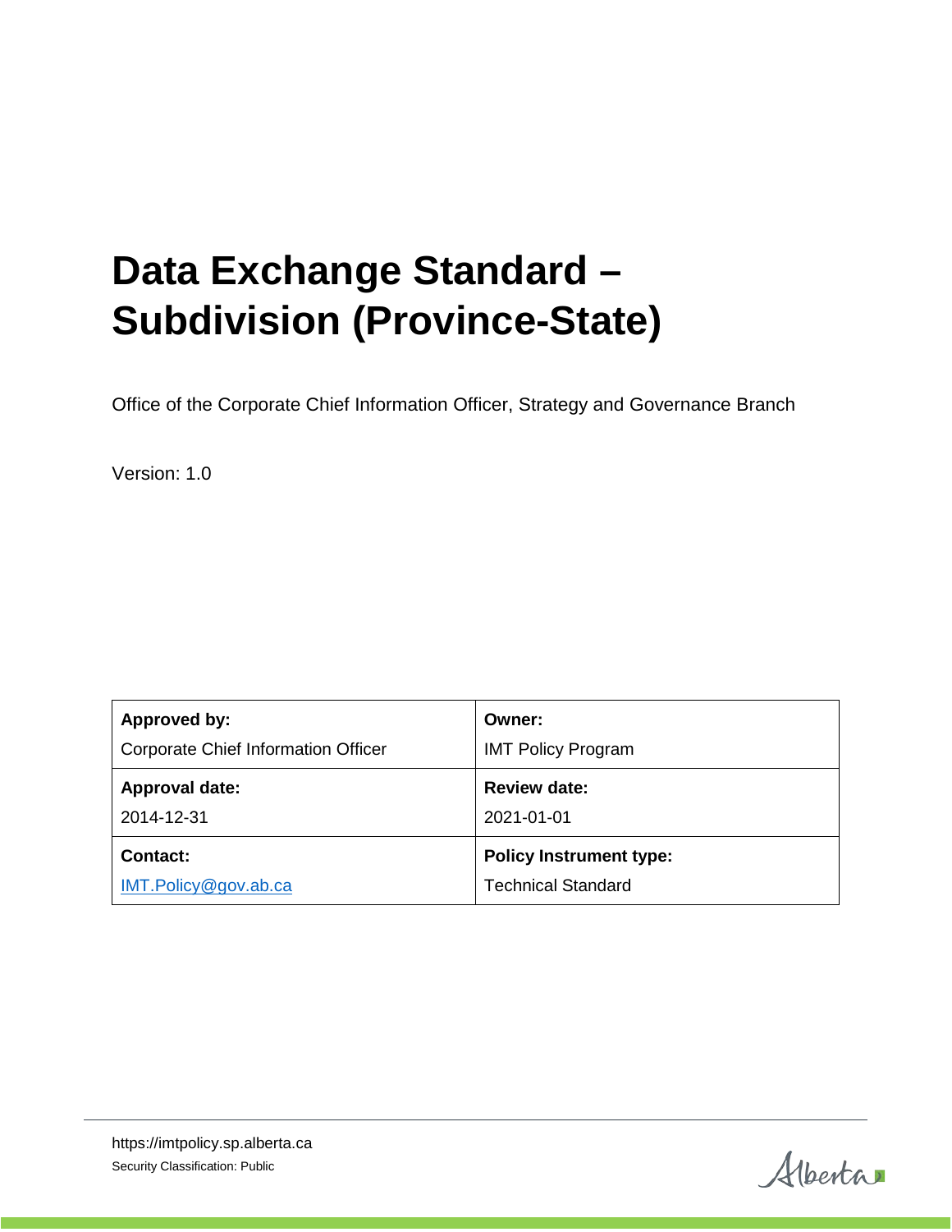# Data Exchange Standard – Subdivision (Province-State)

Office of the Corporate Chief Information Officer, Strategy and Governance Branch

Version: 1.0

| **Approved by:** Corporate Chief Information Officer | **Owner:** IMT Policy Program |
| --- | --- |
| **Approval date:** 2014-12-31 | **Review date:** 2021-01-01 |
| **Contact:** IMT.Policy@gov.ab.ca | **Policy Instrument type:** Technical Standard |

https://imtpolicy.sp.alberta.ca

Security Classification: Public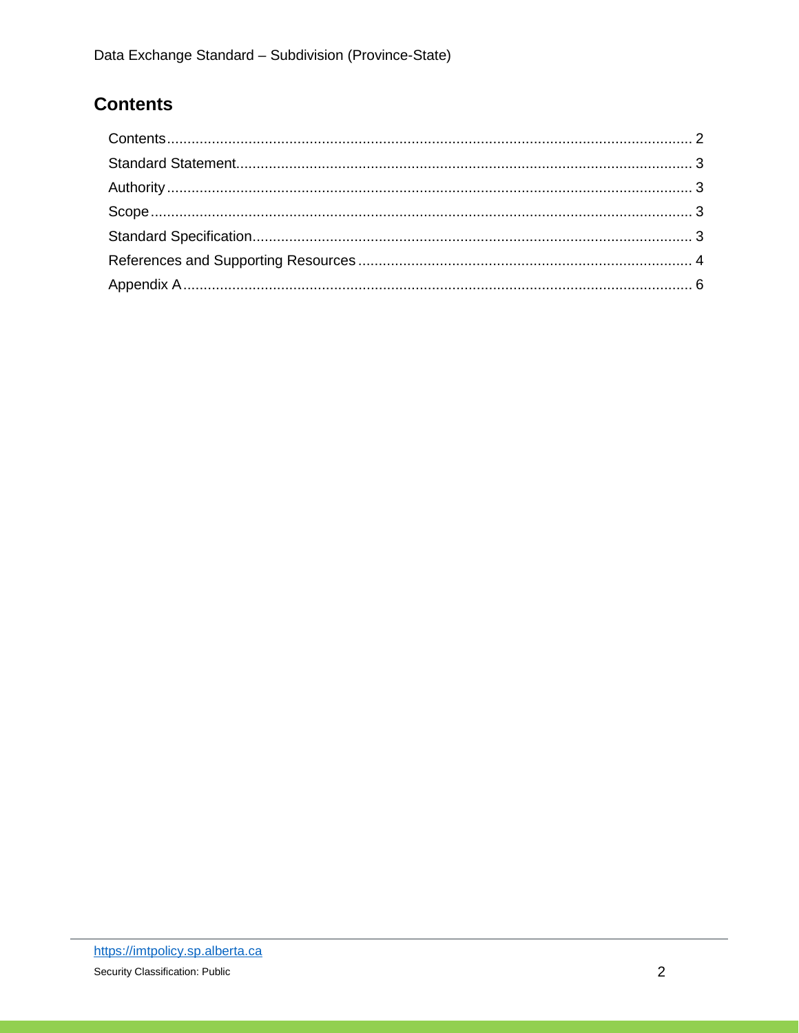## Contents

Contents ........ 2
Standard Statement ........ 3
Authority ........ 3
Scope ........ 3
Standard Specification ........ 3
References and Supporting Resources ........ 4
Appendix A ........ 6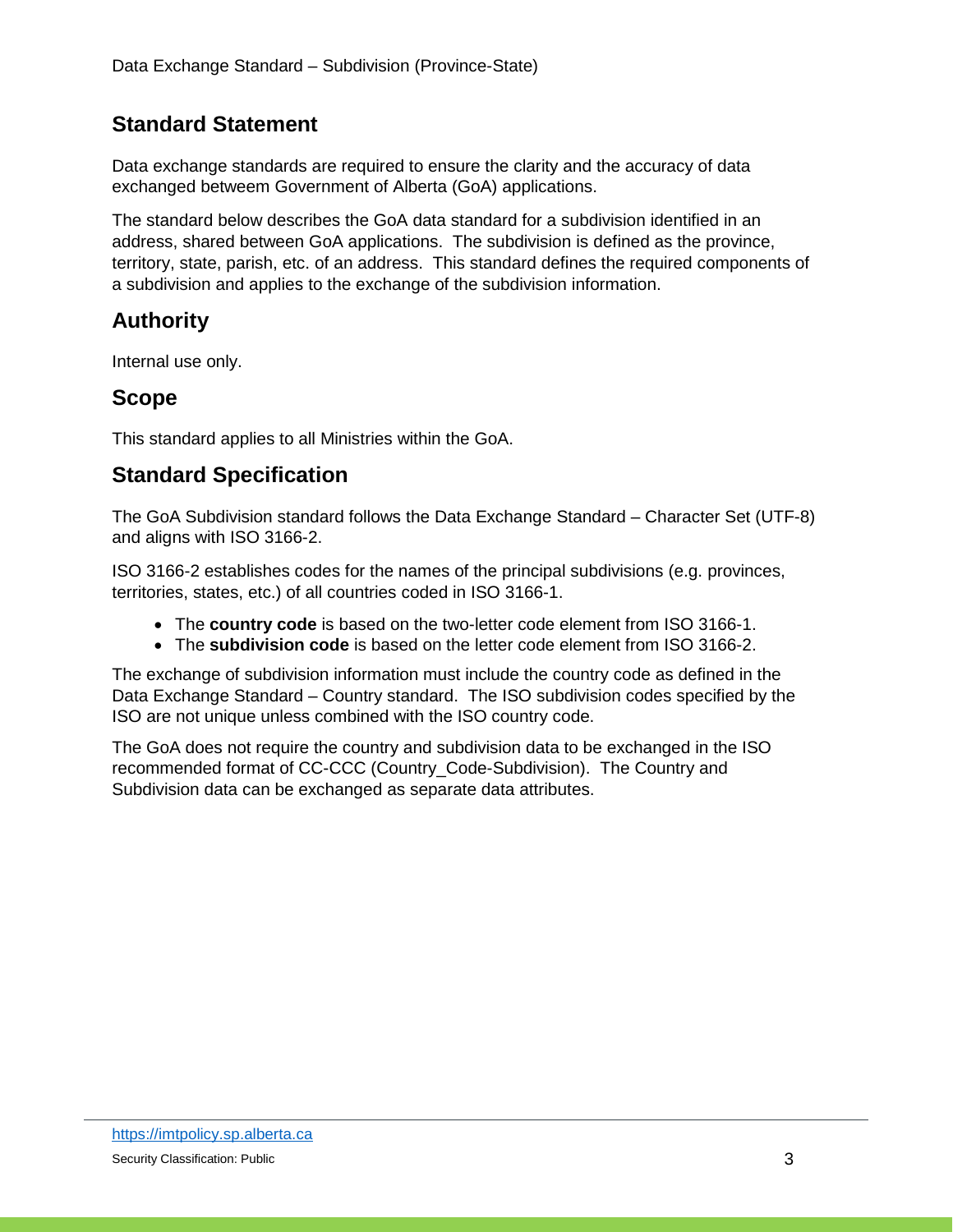## Standard Statement

Data exchange standards are required to ensure the clarity and the accuracy of data exchanged betweem Government of Alberta (GoA) applications.

The standard below describes the GoA data standard for a subdivision identified in an address, shared between GoA applications. The subdivision is defined as the province, territory, state, parish, etc. of an address. This standard defines the required components of a subdivision and applies to the exchange of the subdivision information.

## Authority

Internal use only.

## Scope

This standard applies to all Ministries within the GoA.

## Standard Specification

The GoA Subdivision standard follows the Data Exchange Standard – Character Set (UTF-8) and aligns with ISO 3166-2.

ISO 3166-2 establishes codes for the names of the principal subdivisions (e.g. provinces, territories, states, etc.) of all countries coded in ISO 3166-1.

- The **country code** is based on the two-letter code element from ISO 3166-1.
- The **subdivision code** is based on the letter code element from ISO 3166-2.

The exchange of subdivision information must include the country code as defined in the Data Exchange Standard – Country standard. The ISO subdivision codes specified by the ISO are not unique unless combined with the ISO country code.

The GoA does not require the country and subdivision data to be exchanged in the ISO recommended format of CC-CCC (Country_Code-Subdivision). The Country and Subdivision data can be exchanged as separate data attributes.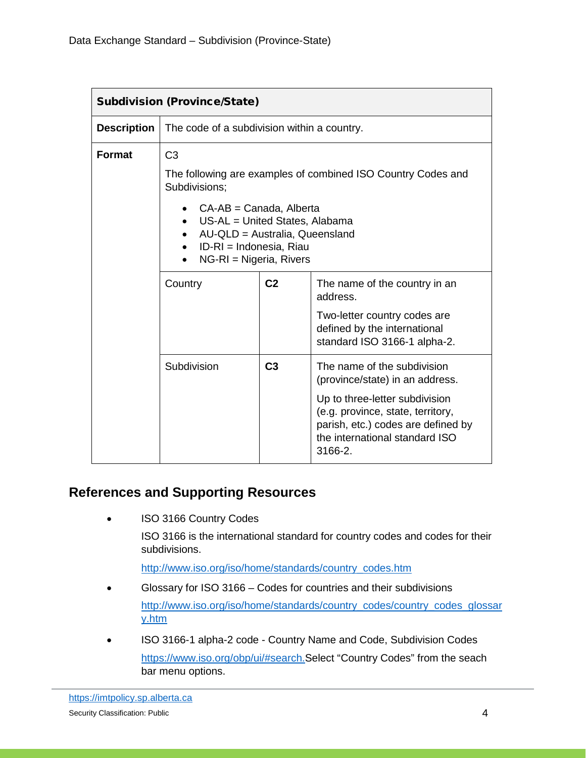| Subdivision (Province/State) | | | |
|---|---|---|---|
| **Description** | The code of a subdivision within a country. | | |
| **Format** | C3<br><br>The following are examples of combined ISO Country Codes and Subdivisions;<br><br>• CA-AB = Canada, Alberta<br>• US-AL = United States, Alabama<br>• AU-QLD = Australia, Queensland<br>• ID-RI = Indonesia, Riau<br>• NG-RI = Nigeria, Rivers | | |
| | Country | **C2** | The name of the country in an address.<br><br>Two-letter country codes are defined by the international standard ISO 3166-1 alpha-2. |
| | Subdivision | **C3** | The name of the subdivision (province/state) in an address.<br><br>Up to three-letter subdivision (e.g. province, state, territory, parish, etc.) codes are defined by the international standard ISO 3166-2. |

## References and Supporting Resources

- ISO 3166 Country Codes

  ISO 3166 is the international standard for country codes and codes for their subdivisions.

  http://www.iso.org/iso/home/standards/country_codes.htm

- Glossary for ISO 3166 – Codes for countries and their subdivisions

  http://www.iso.org/iso/home/standards/country_codes/country_codes_glossary.htm

- ISO 3166-1 alpha-2 code - Country Name and Code, Subdivision Codes

  https://www.iso.org/obp/ui/#search. Select "Country Codes" from the seach bar menu options.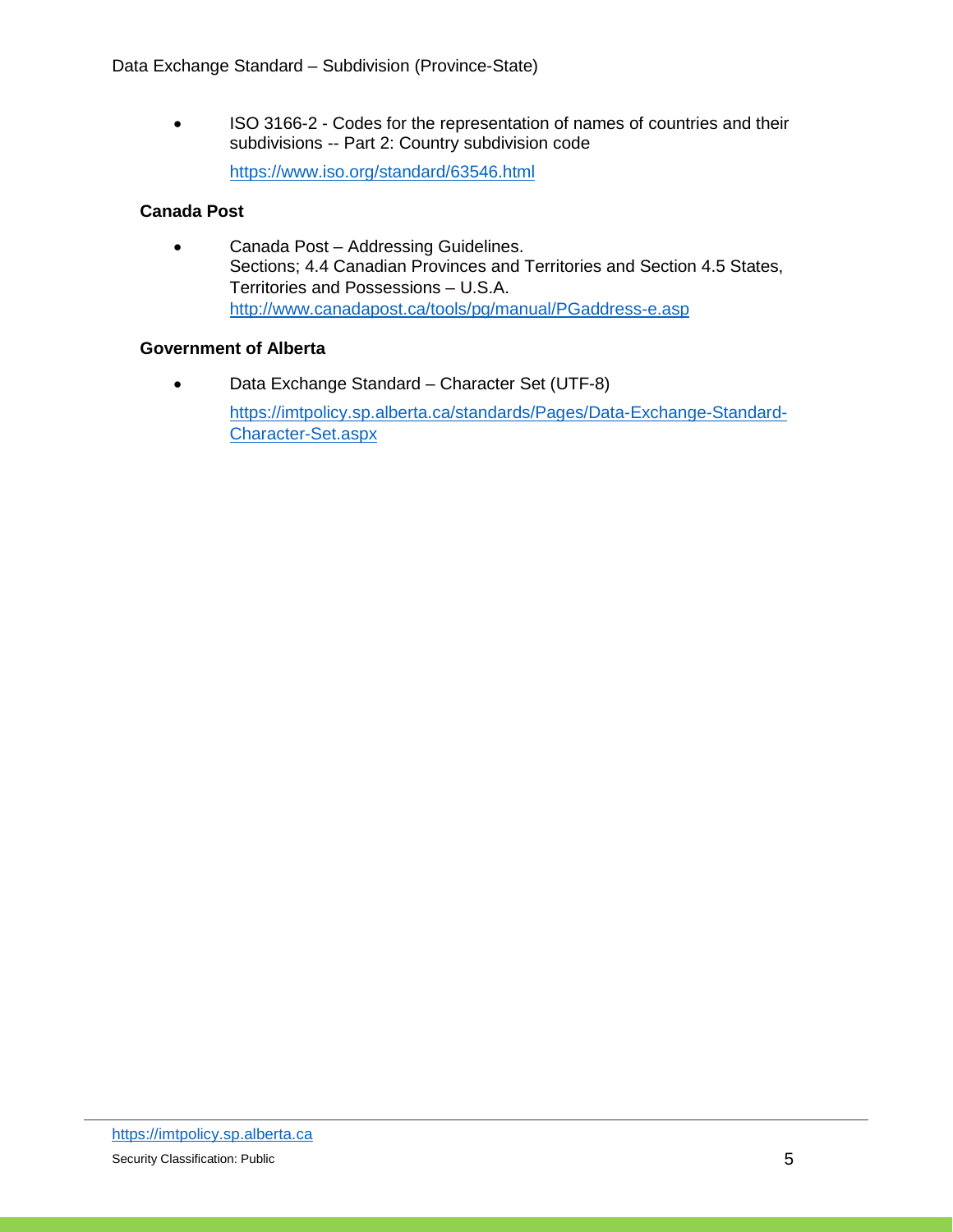- ISO 3166-2 - Codes for the representation of names of countries and their subdivisions -- Part 2: Country subdivision code

  https://www.iso.org/standard/63546.html

**Canada Post**

- Canada Post – Addressing Guidelines.
  Sections; 4.4 Canadian Provinces and Territories and Section 4.5 States, Territories and Possessions – U.S.A.
  http://www.canadapost.ca/tools/pg/manual/PGaddress-e.asp

**Government of Alberta**

- Data Exchange Standard – Character Set (UTF-8)

  https://imtpolicy.sp.alberta.ca/standards/Pages/Data-Exchange-Standard-Character-Set.aspx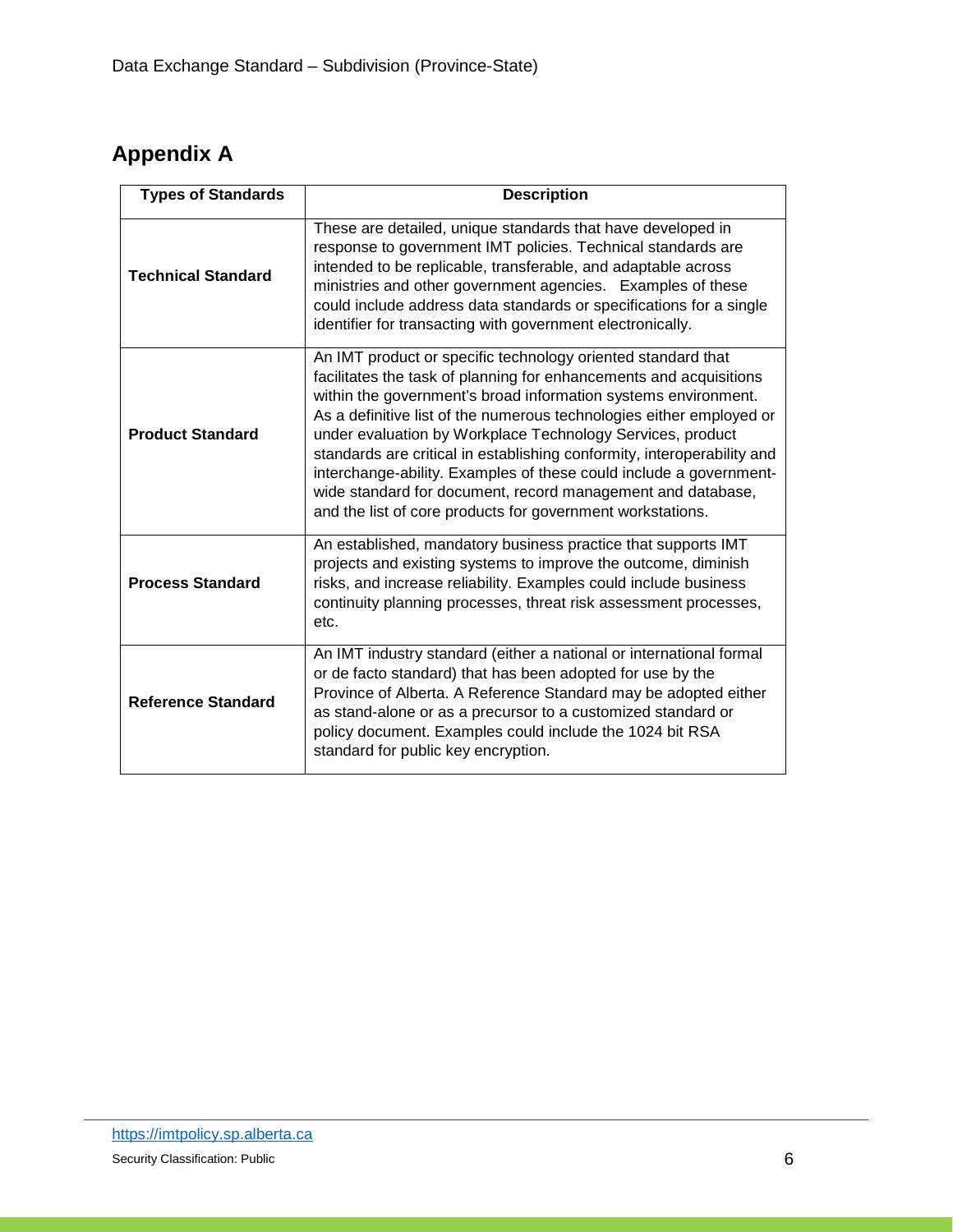## Appendix A

| Types of Standards | Description |
|---|---|
| **Technical Standard** | These are detailed, unique standards that have developed in response to government IMT policies. Technical standards are intended to be replicable, transferable, and adaptable across ministries and other government agencies. Examples of these could include address data standards or specifications for a single identifier for transacting with government electronically. |
| **Product Standard** | An IMT product or specific technology oriented standard that facilitates the task of planning for enhancements and acquisitions within the government's broad information systems environment. As a definitive list of the numerous technologies either employed or under evaluation by Workplace Technology Services, product standards are critical in establishing conformity, interoperability and interchange-ability. Examples of these could include a government-wide standard for document, record management and database, and the list of core products for government workstations. |
| **Process Standard** | An established, mandatory business practice that supports IMT projects and existing systems to improve the outcome, diminish risks, and increase reliability. Examples could include business continuity planning processes, threat risk assessment processes, etc. |
| **Reference Standard** | An IMT industry standard (either a national or international formal or de facto standard) that has been adopted for use by the Province of Alberta. A Reference Standard may be adopted either as stand-alone or as a precursor to a customized standard or policy document. Examples could include the 1024 bit RSA standard for public key encryption. |

https://imtpolicy.sp.alberta.ca

Security Classification: Public